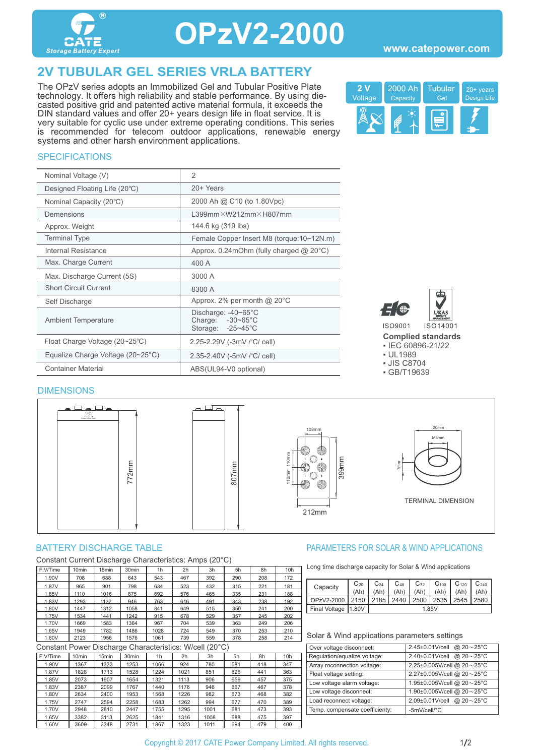# OPzV2-2000

CATE Storage Battery Expert

www.catepower.com

## 2V TUBULAR GEL SERIES VRLA BATTERY

The OPzV series adopts an Immobilized Gel and Tubular Positive Plate technology. It offers high reliability and stable performance. By using die-casted positive grid and patented active material formula, it exceeds the DIN standard values and offer 20+ years design life in float service. It is very suitable for cyclic use under extreme operating conditions. This series is recommended for telecom outdoor applications, renewable energy systems and other harsh environment applications.

2 V Voltage | 2000 Ah Capacity | Tubular Gel | 20+ years Design Life

### SPECIFICATIONS

| | |
|---|---|
| Nominal Voltage (V) | 2 |
| Designed Floating Life (20℃) | 20+ Years |
| Nominal Capacity (20℃) | 2000 Ah @ C10 (to 1.80Vpc) |
| Demensions | L399mm×W212mm×H807mm |
| Approx. Weight | 144.6 kg (319 lbs) |
| Terminal Type | Female Copper Insert M8 (torque:10~12N.m) |
| Internal Resistance | Approx. 0.24mOhm (fully charged @ 20°C) |
| Max. Charge Current | 400 A |
| Max. Discharge Current (5S) | 3000 A |
| Short Circuit Current | 8300 A |
| Self Discharge | Approx. 2% per month @ 20°C |
| Ambient Temperature | Discharge: -40~65°C<br>Charge: -30~65°C<br>Storage: -25~45°C |
| Float Charge Voltage (20~25℃) | 2.25-2.29V (-3mV /℃/ cell) |
| Equalize Charge Voltage (20~25℃) | 2.35-2.40V (-5mV /℃/ cell) |
| Container Material | ABS(UL94-V0 optional) |

ISO9001 ISO14001

**Complied standards**

- IEC 60896-21/22
- UL1989
- JIS C8704
- GB/T19639

### DIMENSIONS

772mm; 807mm; 108mm; 110mm; 110mm; 399mm; 212mm; 20mm; M8mm; 7mm

TERMINAL DIMENSION

### BATTERY DISCHARGE TABLE

Constant Current Discharge Characteristics: Amps (20°C)

| F.V/Time | 10min | 15min | 30min | 1h | 2h | 3h | 5h | 8h | 10h |
|---|---|---|---|---|---|---|---|---|---|
| 1.90V | 708 | 688 | 643 | 543 | 467 | 392 | 290 | 208 | 172 |
| 1.87V | 965 | 901 | 798 | 634 | 523 | 432 | 315 | 221 | 181 |
| 1.85V | 1110 | 1016 | 875 | 692 | 576 | 465 | 335 | 231 | 188 |
| 1.83V | 1293 | 1132 | 946 | 763 | 616 | 491 | 343 | 238 | 192 |
| 1.80V | 1447 | 1312 | 1058 | 841 | 649 | 515 | 350 | 241 | 200 |
| 1.75V | 1534 | 1441 | 1242 | 915 | 678 | 529 | 357 | 245 | 202 |
| 1.70V | 1669 | 1583 | 1364 | 967 | 704 | 539 | 363 | 249 | 206 |
| 1.65V | 1949 | 1782 | 1486 | 1028 | 724 | 549 | 370 | 253 | 210 |
| 1.60V | 2123 | 1956 | 1576 | 1061 | 739 | 559 | 378 | 258 | 214 |

Constant Power Discharge Characteristics: W/cell (20°C)

| F.V/Time | 10min | 15min | 30min | 1h | 2h | 3h | 5h | 8h | 10h |
|---|---|---|---|---|---|---|---|---|---|
| 1.90V | 1367 | 1333 | 1253 | 1066 | 924 | 780 | 581 | 418 | 347 |
| 1.87V | 1828 | 1713 | 1528 | 1224 | 1021 | 851 | 626 | 441 | 363 |
| 1.85V | 2073 | 1907 | 1654 | 1321 | 1113 | 906 | 659 | 457 | 375 |
| 1.83V | 2387 | 2099 | 1767 | 1440 | 1176 | 946 | 667 | 467 | 378 |
| 1.80V | 2634 | 2400 | 1953 | 1568 | 1226 | 982 | 673 | 468 | 382 |
| 1.75V | 2747 | 2594 | 2258 | 1683 | 1262 | 994 | 677 | 470 | 389 |
| 1.70V | 2948 | 2810 | 2447 | 1755 | 1295 | 1001 | 681 | 473 | 393 |
| 1.65V | 3382 | 3113 | 2625 | 1841 | 1316 | 1008 | 688 | 475 | 397 |
| 1.60V | 3609 | 3348 | 2731 | 1867 | 1323 | 1011 | 694 | 479 | 400 |

### PARAMETERS FOR SOLAR & WIND APPLICATIONS

Long time discharge capacity for Solar & Wind applications

| Capacity | $C_{20}$ (Ah) | $C_{24}$ (Ah) | $C_{48}$ (Ah) | $C_{72}$ (Ah) | $C_{100}$ (Ah) | $C_{120}$ (Ah) | $C_{240}$ (Ah) |
|---|---|---|---|---|---|---|---|
| OPzV2-2000 | 2150 | 2185 | 2440 | 2500 | 2535 | 2545 | 2580 |
| Final Voltage | 1.80V | 1.85V | | | | | |

Solar & Wind applications parameters settings

| | |
|---|---|
| Over voltage disconnect: | 2.45±0.01V/cell @ 20～25°C |
| Regulation/equalize voltage: | 2.40±0.01V/cell @ 20～25°C |
| Array reconnection voltage: | 2.25±0.005V/cell @ 20～25°C |
| Float voltage setting: | 2.27±0.005V/cell @ 20～25°C |
| Low voltage alarm voltage: | 1.95±0.005V/cell @ 20～25°C |
| Low voltage disconnect: | 1.90±0.005V/cell @ 20～25°C |
| Load reconnect voltage: | 2.09±0.01V/cell @ 20～25°C |
| Temp. compensate coefficiency: | -5mV/cell/°C |

Copyright © 2017 CATE Power Company Limited. All rights reserved.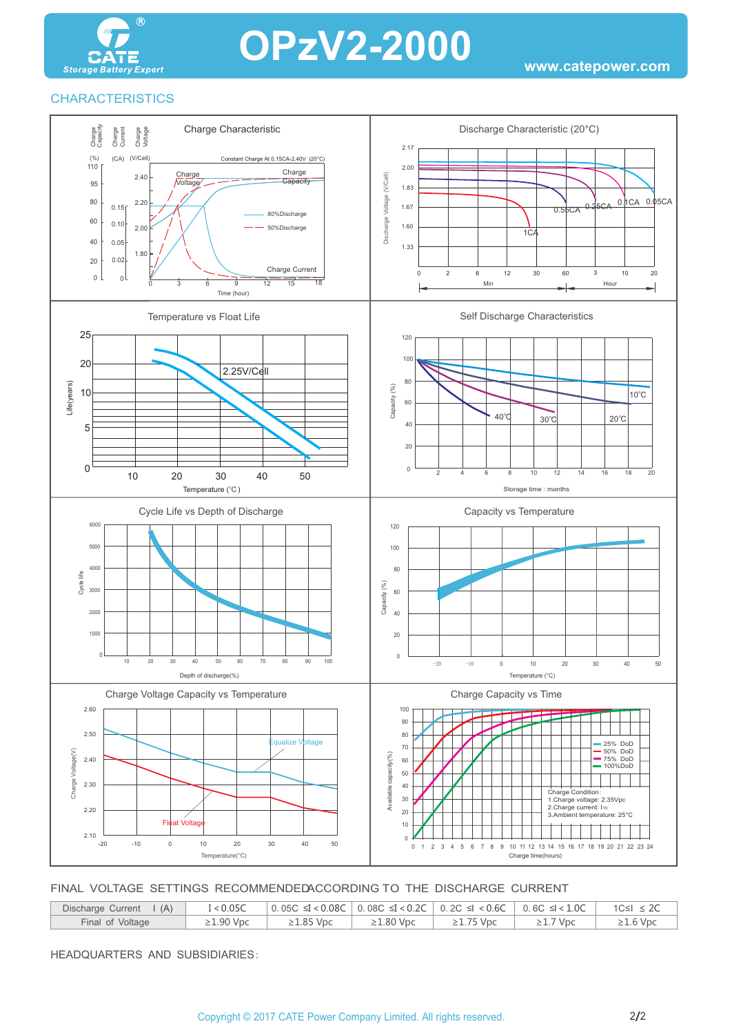# OPzV2-2000

CATE Storage Battery Expert

www.catepower.com

## CHARACTERISTICS

Charge Characteristic

Charge Capacity (%) Charge Current (CA) Charge Voltage (V/Cell)

Constant Charge At 0.15CA-2.40V (20°C)

Charge Voltage

Charge Capacity

80%Discharge

50%Discharge

Charge Current

Time (hour)

Discharge Characteristic (20°C)

Discharge Voltage (V/Cell)

1CA 0.55CA 0.25CA 0.1CA 0.05CA

Min Hour

Temperature vs Float Life

Life(years)

2.25V/Cell

Temperature (°C)

Self Discharge Characteristics

Capacity (%)

40°C 30°C 20°C 10°C

Storage time : months

Cycle Life vs Depth of Discharge

Cycle life

Depth of discharge(%)

Capacity vs Temperature

Capacity (%)

Temperature (°C)

Charge Voltage Capacity vs Temperature

Charge Voltage(V)

Equalize Voltage

Float Voltage

Temperature(°C)

Charge Capacity vs Time

Available capacity(%)

25% DoD
50% DoD
75% DoD
100%DoD

Charge Condition:
1.Charge voltage: 2.35Vpc
2.Charge current: $I_{10}$
3.Ambient temperature: 25°C

Charge time(hours)

FINAL VOLTAGE SETTINGS RECOMMENDED ACCORDING TO THE DISCHARGE CURRENT

| Discharge Current I (A) | I < 0.05C | 0.05C ≤I < 0.08C | 0.08C ≤I < 0.2C | 0.2C ≤I < 0.6C | 0.6C ≤I < 1.0C | 1C≤I ≤ 2C |
|---|---|---|---|---|---|---|
| Final of Voltage | ≥1.90 Vpc | ≥1.85 Vpc | ≥1.80 Vpc | ≥1.75 Vpc | ≥1.7 Vpc | ≥1.6 Vpc |

HEADQUARTERS AND SUBSIDIARIES:

Copyright © 2017 CATE Power Company Limited. All rights reserved.